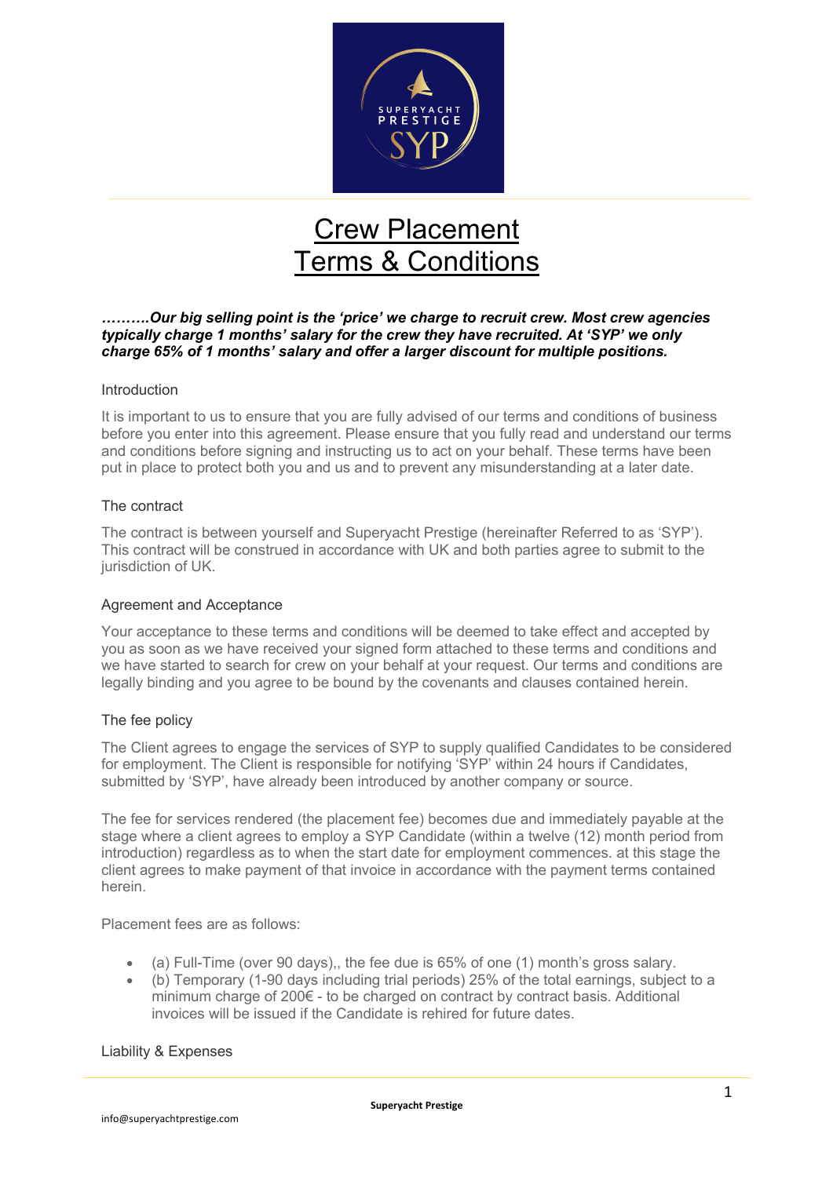# Crew Placement Terms & Conditions

***……….Our big selling point is the 'price' we charge to recruit crew. Most crew agencies typically charge 1 months' salary for the crew they have recruited. At 'SYP' we only charge 65% of 1 months' salary and offer a larger discount for multiple positions.***

## Introduction

It is important to us to ensure that you are fully advised of our terms and conditions of business before you enter into this agreement. Please ensure that you fully read and understand our terms and conditions before signing and instructing us to act on your behalf. These terms have been put in place to protect both you and us and to prevent any misunderstanding at a later date.

## The contract

The contract is between yourself and Superyacht Prestige (hereinafter Referred to as 'SYP'). This contract will be construed in accordance with UK and both parties agree to submit to the jurisdiction of UK.

## Agreement and Acceptance

Your acceptance to these terms and conditions will be deemed to take effect and accepted by you as soon as we have received your signed form attached to these terms and conditions and we have started to search for crew on your behalf at your request. Our terms and conditions are legally binding and you agree to be bound by the covenants and clauses contained herein.

## The fee policy

The Client agrees to engage the services of SYP to supply qualified Candidates to be considered for employment. The Client is responsible for notifying 'SYP' within 24 hours if Candidates, submitted by 'SYP', have already been introduced by another company or source.

The fee for services rendered (the placement fee) becomes due and immediately payable at the stage where a client agrees to employ a SYP Candidate (within a twelve (12) month period from introduction) regardless as to when the start date for employment commences. at this stage the client agrees to make payment of that invoice in accordance with the payment terms contained herein.

Placement fees are as follows:

- (a) Full-Time (over 90 days),, the fee due is 65% of one (1) month's gross salary.
- (b) Temporary (1-90 days including trial periods) 25% of the total earnings, subject to a minimum charge of 200€ - to be charged on contract by contract basis. Additional invoices will be issued if the Candidate is rehired for future dates.

## Liability & Expenses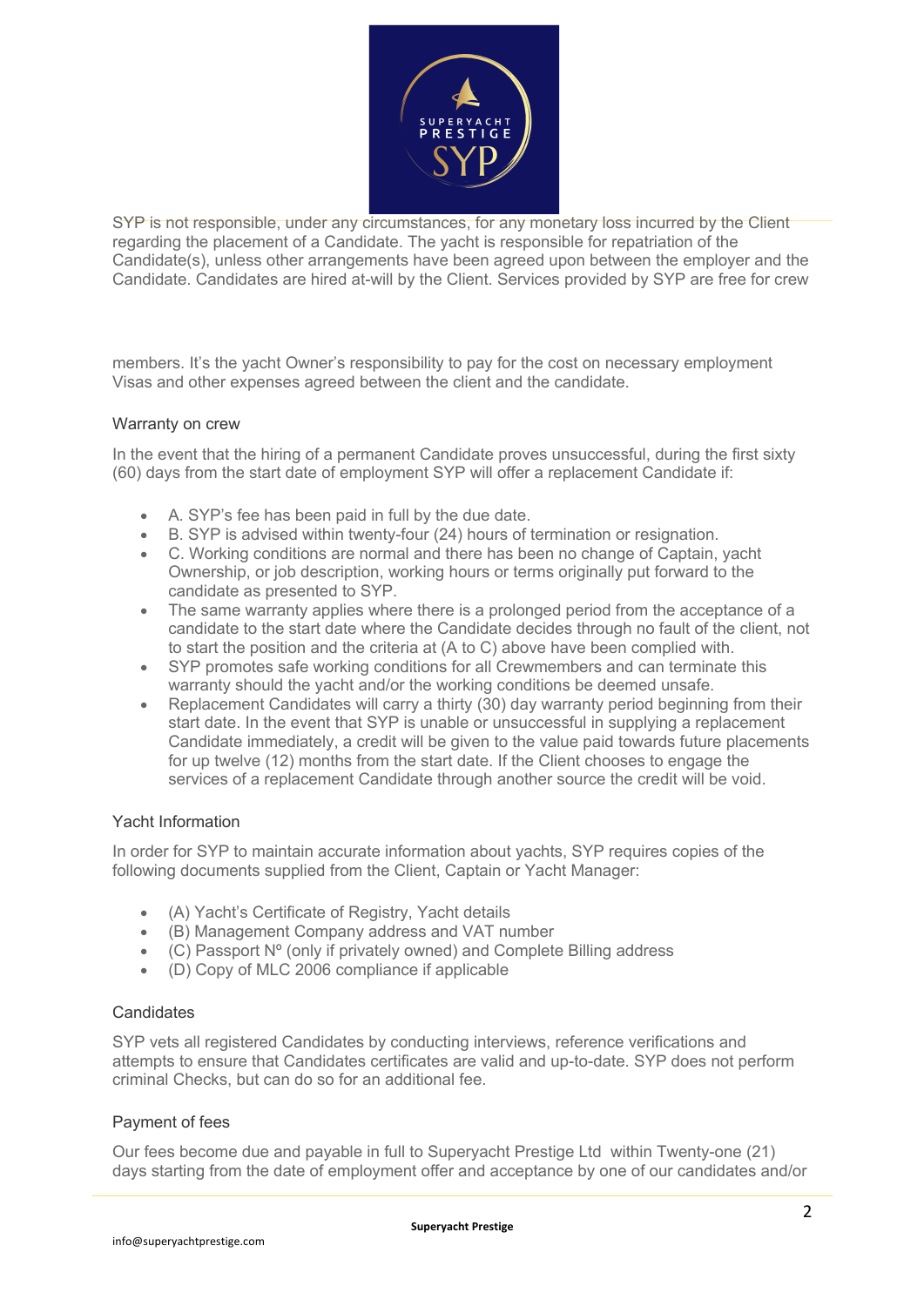SYP is not responsible, under any circumstances, for any monetary loss incurred by the Client regarding the placement of a Candidate. The yacht is responsible for repatriation of the Candidate(s), unless other arrangements have been agreed upon between the employer and the Candidate. Candidates are hired at-will by the Client. Services provided by SYP are free for crew members. It's the yacht Owner's responsibility to pay for the cost on necessary employment Visas and other expenses agreed between the client and the candidate.

## Warranty on crew

In the event that the hiring of a permanent Candidate proves unsuccessful, during the first sixty (60) days from the start date of employment SYP will offer a replacement Candidate if:

- A. SYP's fee has been paid in full by the due date.
- B. SYP is advised within twenty-four (24) hours of termination or resignation.
- C. Working conditions are normal and there has been no change of Captain, yacht Ownership, or job description, working hours or terms originally put forward to the candidate as presented to SYP.
- The same warranty applies where there is a prolonged period from the acceptance of a candidate to the start date where the Candidate decides through no fault of the client, not to start the position and the criteria at (A to C) above have been complied with.
- SYP promotes safe working conditions for all Crewmembers and can terminate this warranty should the yacht and/or the working conditions be deemed unsafe.
- Replacement Candidates will carry a thirty (30) day warranty period beginning from their start date. In the event that SYP is unable or unsuccessful in supplying a replacement Candidate immediately, a credit will be given to the value paid towards future placements for up twelve (12) months from the start date. If the Client chooses to engage the services of a replacement Candidate through another source the credit will be void.

## Yacht Information

In order for SYP to maintain accurate information about yachts, SYP requires copies of the following documents supplied from the Client, Captain or Yacht Manager:

- (A) Yacht's Certificate of Registry, Yacht details
- (B) Management Company address and VAT number
- (C) Passport Nº (only if privately owned) and Complete Billing address
- (D) Copy of MLC 2006 compliance if applicable

## Candidates

SYP vets all registered Candidates by conducting interviews, reference verifications and attempts to ensure that Candidates certificates are valid and up-to-date. SYP does not perform criminal Checks, but can do so for an additional fee.

## Payment of fees

Our fees become due and payable in full to Superyacht Prestige Ltd within Twenty-one (21) days starting from the date of employment offer and acceptance by one of our candidates and/or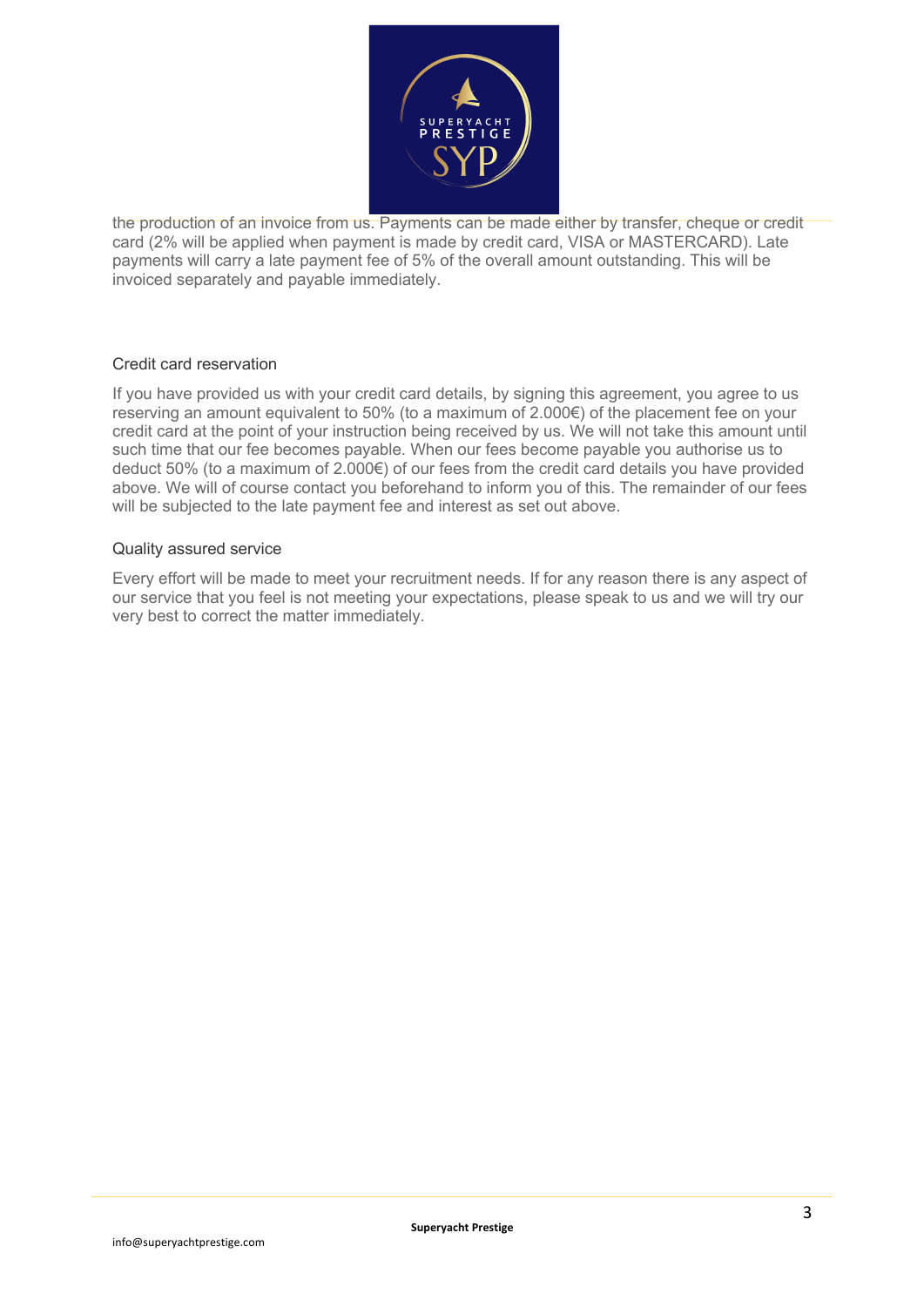the production of an invoice from us. Payments can be made either by transfer, cheque or credit card (2% will be applied when payment is made by credit card, VISA or MASTERCARD). Late payments will carry a late payment fee of 5% of the overall amount outstanding. This will be invoiced separately and payable immediately.

## Credit card reservation

If you have provided us with your credit card details, by signing this agreement, you agree to us reserving an amount equivalent to 50% (to a maximum of 2.000€) of the placement fee on your credit card at the point of your instruction being received by us. We will not take this amount until such time that our fee becomes payable. When our fees become payable you authorise us to deduct 50% (to a maximum of 2.000€) of our fees from the credit card details you have provided above. We will of course contact you beforehand to inform you of this. The remainder of our fees will be subjected to the late payment fee and interest as set out above.

## Quality assured service

Every effort will be made to meet your recruitment needs. If for any reason there is any aspect of our service that you feel is not meeting your expectations, please speak to us and we will try our very best to correct the matter immediately.